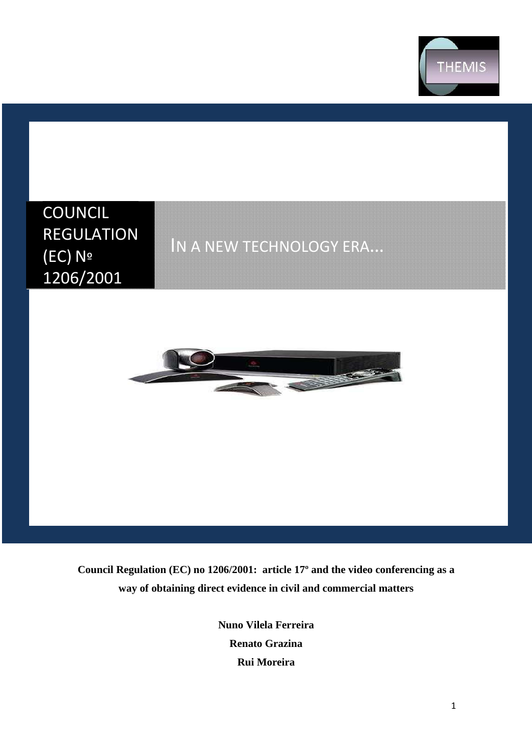THEMIS

# COUNCIL REGULATION (EC) Nº 1206/2001

## IN A NEW TECHNOLOGY ERA...

**Council Regulation (EC) no 1206/2001: article 17º and the video conferencing as a way of obtaining direct evidence in civil and commercial matters**

**Nuno Vilela Ferreira**

**Renato Grazina**

**Rui Moreira**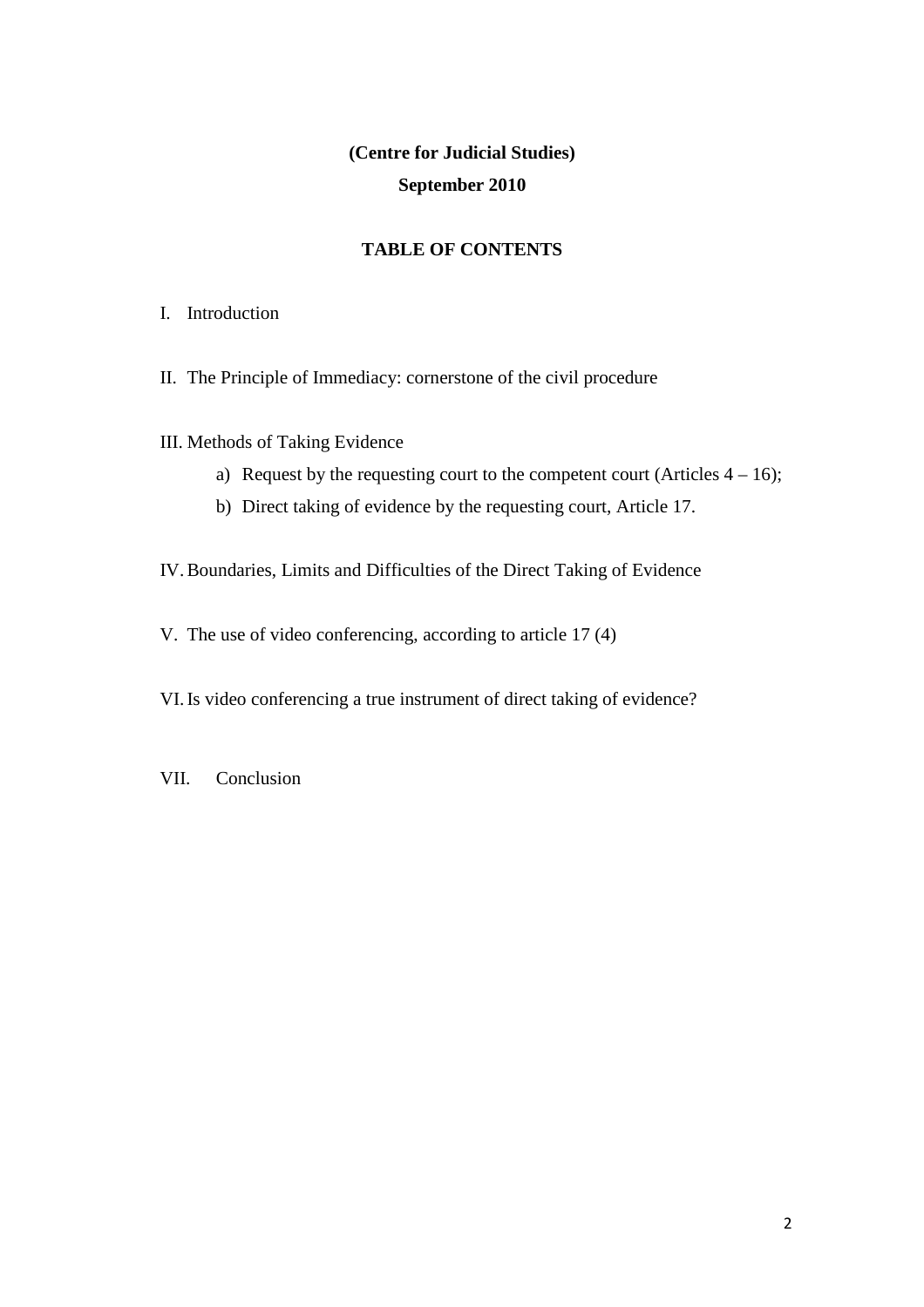**(Centre for Judicial Studies)**

**September 2010**

## TABLE OF CONTENTS

I. Introduction

II. The Principle of Immediacy: cornerstone of the civil procedure

III. Methods of Taking Evidence

a) Request by the requesting court to the competent court (Articles 4 – 16);

b) Direct taking of evidence by the requesting court, Article 17.

IV. Boundaries, Limits and Difficulties of the Direct Taking of Evidence

V. The use of video conferencing, according to article 17 (4)

VI. Is video conferencing a true instrument of direct taking of evidence?

VII. Conclusion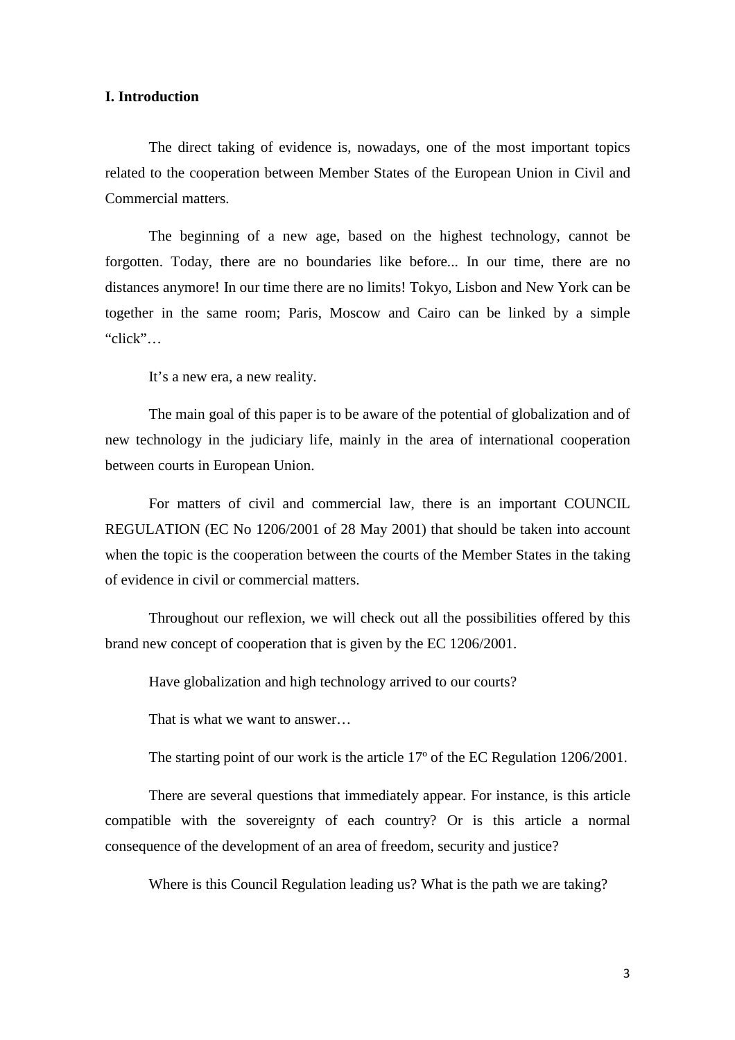## I. Introduction

The direct taking of evidence is, nowadays, one of the most important topics related to the cooperation between Member States of the European Union in Civil and Commercial matters.

The beginning of a new age, based on the highest technology, cannot be forgotten. Today, there are no boundaries like before... In our time, there are no distances anymore! In our time there are no limits! Tokyo, Lisbon and New York can be together in the same room; Paris, Moscow and Cairo can be linked by a simple "click"…

It's a new era, a new reality.

The main goal of this paper is to be aware of the potential of globalization and of new technology in the judiciary life, mainly in the area of international cooperation between courts in European Union.

For matters of civil and commercial law, there is an important COUNCIL REGULATION (EC No 1206/2001 of 28 May 2001) that should be taken into account when the topic is the cooperation between the courts of the Member States in the taking of evidence in civil or commercial matters.

Throughout our reflexion, we will check out all the possibilities offered by this brand new concept of cooperation that is given by the EC 1206/2001.

Have globalization and high technology arrived to our courts?

That is what we want to answer…

The starting point of our work is the article 17º of the EC Regulation 1206/2001.

There are several questions that immediately appear. For instance, is this article compatible with the sovereignty of each country? Or is this article a normal consequence of the development of an area of freedom, security and justice?

Where is this Council Regulation leading us? What is the path we are taking?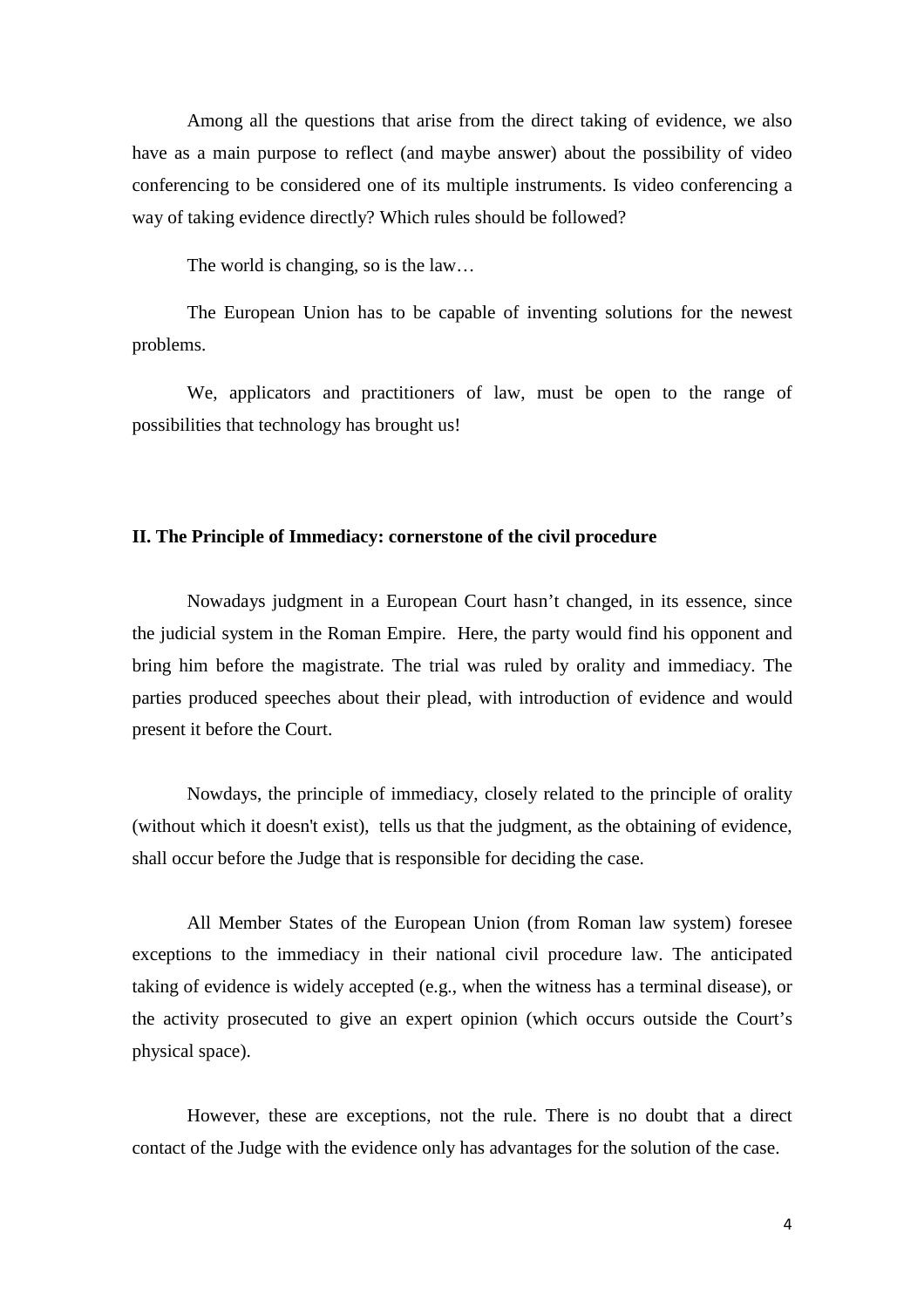Among all the questions that arise from the direct taking of evidence, we also have as a main purpose to reflect (and maybe answer) about the possibility of video conferencing to be considered one of its multiple instruments. Is video conferencing a way of taking evidence directly? Which rules should be followed?

The world is changing, so is the law…

The European Union has to be capable of inventing solutions for the newest problems.

We, applicators and practitioners of law, must be open to the range of possibilities that technology has brought us!

## II. The Principle of Immediacy: cornerstone of the civil procedure

Nowadays judgment in a European Court hasn't changed, in its essence, since the judicial system in the Roman Empire. Here, the party would find his opponent and bring him before the magistrate. The trial was ruled by orality and immediacy. The parties produced speeches about their plead, with introduction of evidence and would present it before the Court.

Nowdays, the principle of immediacy, closely related to the principle of orality (without which it doesn't exist), tells us that the judgment, as the obtaining of evidence, shall occur before the Judge that is responsible for deciding the case.

All Member States of the European Union (from Roman law system) foresee exceptions to the immediacy in their national civil procedure law. The anticipated taking of evidence is widely accepted (e.g., when the witness has a terminal disease), or the activity prosecuted to give an expert opinion (which occurs outside the Court's physical space).

However, these are exceptions, not the rule. There is no doubt that a direct contact of the Judge with the evidence only has advantages for the solution of the case.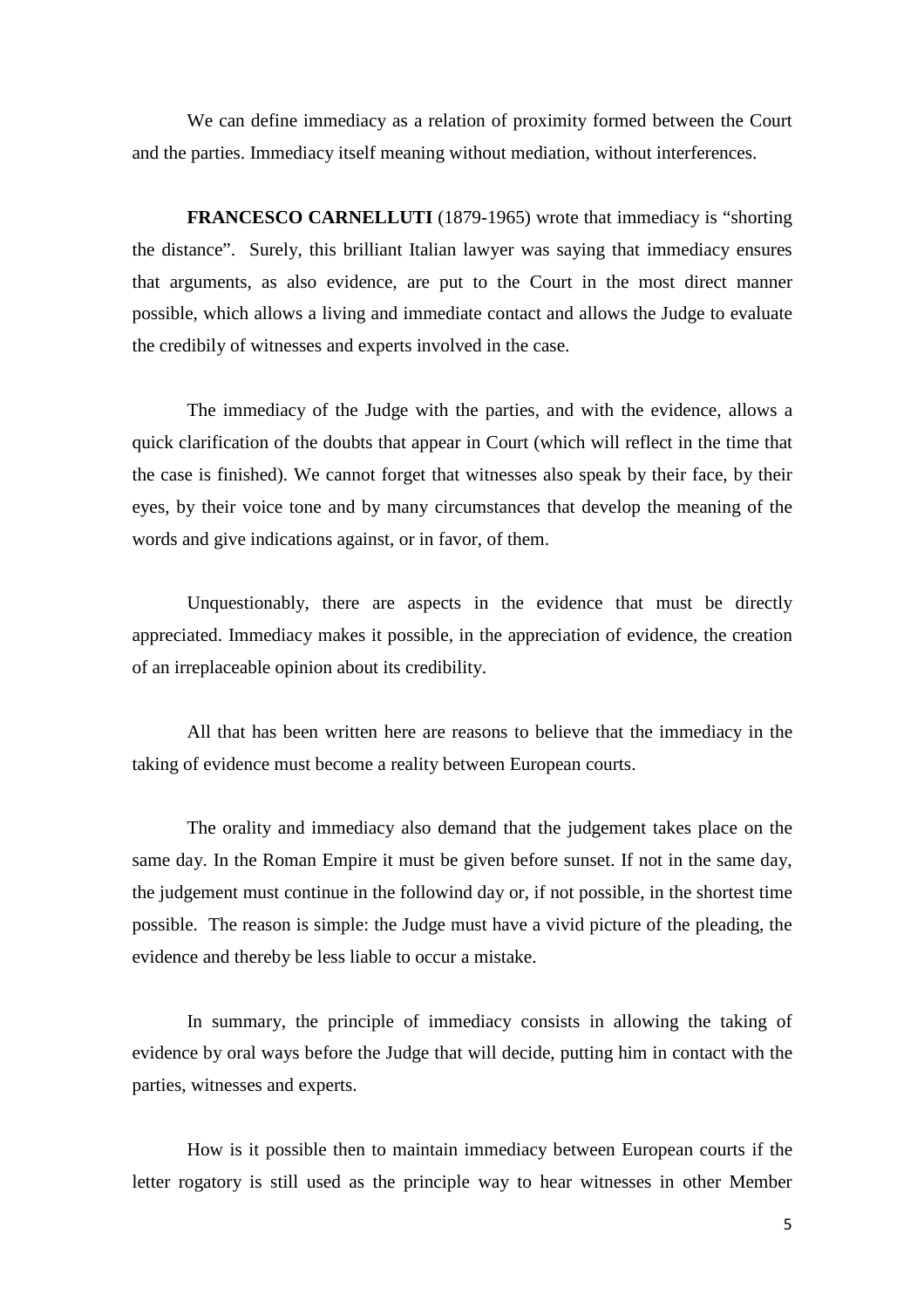We can define immediacy as a relation of proximity formed between the Court and the parties. Immediacy itself meaning without mediation, without interferences.

**FRANCESCO CARNELLUTI** (1879-1965) wrote that immediacy is "shorting the distance". Surely, this brilliant Italian lawyer was saying that immediacy ensures that arguments, as also evidence, are put to the Court in the most direct manner possible, which allows a living and immediate contact and allows the Judge to evaluate the credibily of witnesses and experts involved in the case.

The immediacy of the Judge with the parties, and with the evidence, allows a quick clarification of the doubts that appear in Court (which will reflect in the time that the case is finished). We cannot forget that witnesses also speak by their face, by their eyes, by their voice tone and by many circumstances that develop the meaning of the words and give indications against, or in favor, of them.

Unquestionably, there are aspects in the evidence that must be directly appreciated. Immediacy makes it possible, in the appreciation of evidence, the creation of an irreplaceable opinion about its credibility.

All that has been written here are reasons to believe that the immediacy in the taking of evidence must become a reality between European courts.

The orality and immediacy also demand that the judgement takes place on the same day. In the Roman Empire it must be given before sunset. If not in the same day, the judgement must continue in the followind day or, if not possible, in the shortest time possible. The reason is simple: the Judge must have a vivid picture of the pleading, the evidence and thereby be less liable to occur a mistake.

In summary, the principle of immediacy consists in allowing the taking of evidence by oral ways before the Judge that will decide, putting him in contact with the parties, witnesses and experts.

How is it possible then to maintain immediacy between European courts if the letter rogatory is still used as the principle way to hear witnesses in other Member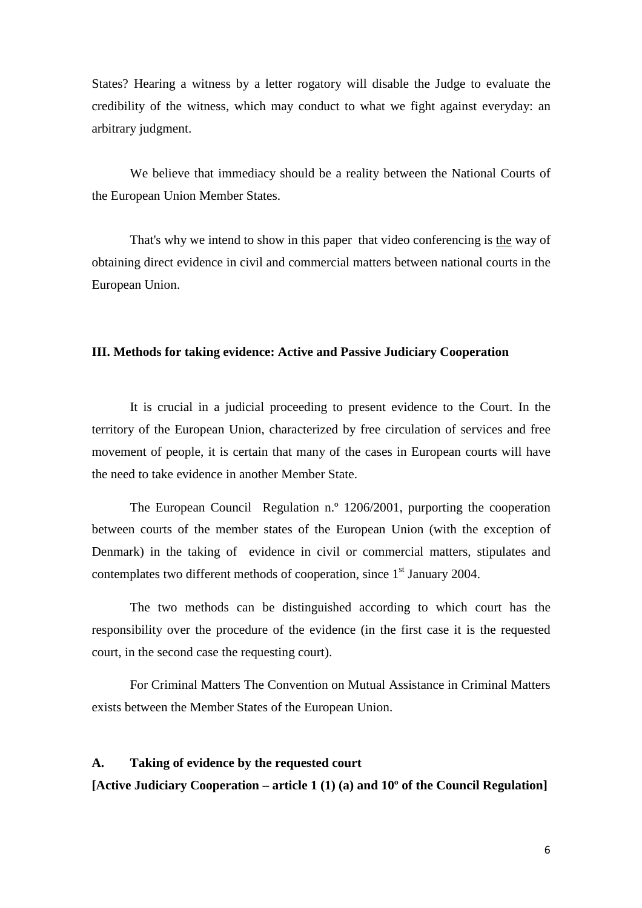States? Hearing a witness by a letter rogatory will disable the Judge to evaluate the credibility of the witness, which may conduct to what we fight against everyday: an arbitrary judgment.

We believe that immediacy should be a reality between the National Courts of the European Union Member States.

That's why we intend to show in this paper that video conferencing is <u>the</u> way of obtaining direct evidence in civil and commercial matters between national courts in the European Union.

### III. Methods for taking evidence: Active and Passive Judiciary Cooperation

It is crucial in a judicial proceeding to present evidence to the Court. In the territory of the European Union, characterized by free circulation of services and free movement of people, it is certain that many of the cases in European courts will have the need to take evidence in another Member State.

The European Council Regulation n.º 1206/2001, purporting the cooperation between courts of the member states of the European Union (with the exception of Denmark) in the taking of evidence in civil or commercial matters, stipulates and contemplates two different methods of cooperation, since 1st January 2004.

The two methods can be distinguished according to which court has the responsibility over the procedure of the evidence (in the first case it is the requested court, in the second case the requesting court).

For Criminal Matters The Convention on Mutual Assistance in Criminal Matters exists between the Member States of the European Union.

#### A. Taking of evidence by the requested court

**[Active Judiciary Cooperation – article 1 (1) (a) and 10º of the Council Regulation]**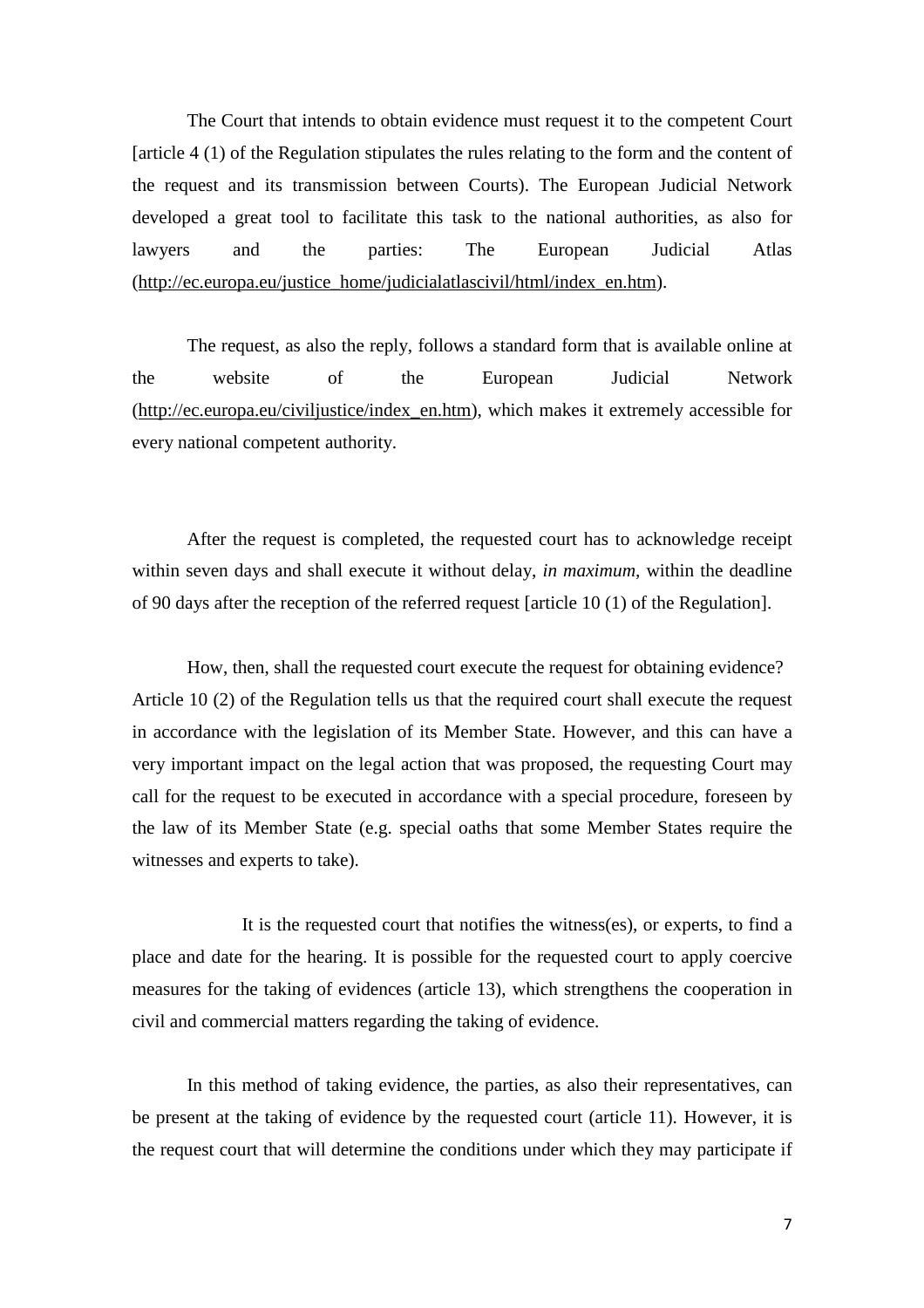The Court that intends to obtain evidence must request it to the competent Court [article 4 (1) of the Regulation stipulates the rules relating to the form and the content of the request and its transmission between Courts). The European Judicial Network developed a great tool to facilitate this task to the national authorities, as also for lawyers and the parties: The European Judicial Atlas (http://ec.europa.eu/justice_home/judicialatlascivil/html/index_en.htm).

The request, as also the reply, follows a standard form that is available online at the website of the European Judicial Network (http://ec.europa.eu/civiljustice/index_en.htm), which makes it extremely accessible for every national competent authority.

After the request is completed, the requested court has to acknowledge receipt within seven days and shall execute it without delay, *in maximum*, within the deadline of 90 days after the reception of the referred request [article 10 (1) of the Regulation].

How, then, shall the requested court execute the request for obtaining evidence? Article 10 (2) of the Regulation tells us that the required court shall execute the request in accordance with the legislation of its Member State. However, and this can have a very important impact on the legal action that was proposed, the requesting Court may call for the request to be executed in accordance with a special procedure, foreseen by the law of its Member State (e.g. special oaths that some Member States require the witnesses and experts to take).

It is the requested court that notifies the witness(es), or experts, to find a place and date for the hearing. It is possible for the requested court to apply coercive measures for the taking of evidences (article 13), which strengthens the cooperation in civil and commercial matters regarding the taking of evidence.

In this method of taking evidence, the parties, as also their representatives, can be present at the taking of evidence by the requested court (article 11). However, it is the request court that will determine the conditions under which they may participate if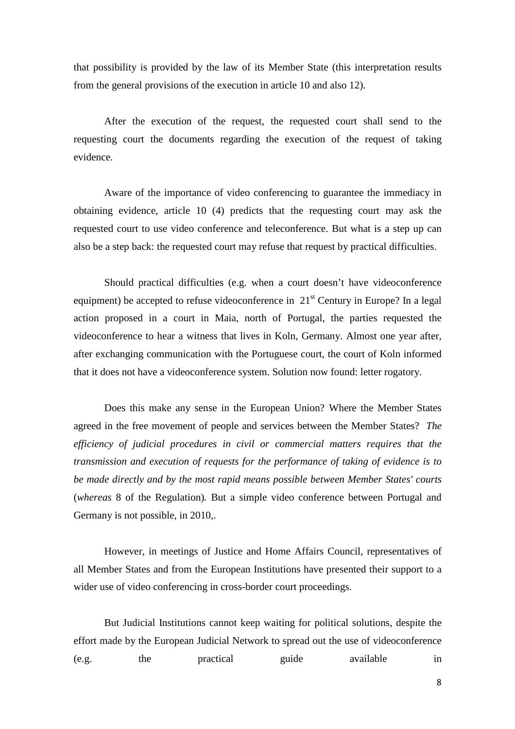that possibility is provided by the law of its Member State (this interpretation results from the general provisions of the execution in article 10 and also 12).

After the execution of the request, the requested court shall send to the requesting court the documents regarding the execution of the request of taking evidence.

Aware of the importance of video conferencing to guarantee the immediacy in obtaining evidence, article 10 (4) predicts that the requesting court may ask the requested court to use video conference and teleconference. But what is a step up can also be a step back: the requested court may refuse that request by practical difficulties.

Should practical difficulties (e.g. when a court doesn't have videoconference equipment) be accepted to refuse videoconference in 21st Century in Europe? In a legal action proposed in a court in Maia, north of Portugal, the parties requested the videoconference to hear a witness that lives in Koln, Germany. Almost one year after, after exchanging communication with the Portuguese court, the court of Koln informed that it does not have a videoconference system. Solution now found: letter rogatory.

Does this make any sense in the European Union? Where the Member States agreed in the free movement of people and services between the Member States? *The efficiency of judicial procedures in civil or commercial matters requires that the transmission and execution of requests for the performance of taking of evidence is to be made directly and by the most rapid means possible between Member States' courts* (*whereas* 8 of the Regulation). But a simple video conference between Portugal and Germany is not possible, in 2010,.

However, in meetings of Justice and Home Affairs Council, representatives of all Member States and from the European Institutions have presented their support to a wider use of video conferencing in cross-border court proceedings.

But Judicial Institutions cannot keep waiting for political solutions, despite the effort made by the European Judicial Network to spread out the use of videoconference (e.g. the practical guide available in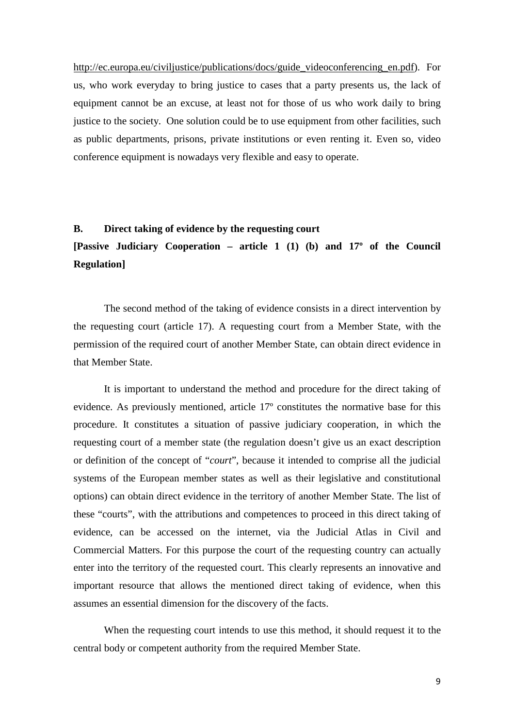http://ec.europa.eu/civiljustice/publications/docs/guide_videoconferencing_en.pdf). For us, who work everyday to bring justice to cases that a party presents us, the lack of equipment cannot be an excuse, at least not for those of us who work daily to bring justice to the society. One solution could be to use equipment from other facilities, such as public departments, prisons, private institutions or even renting it. Even so, video conference equipment is nowadays very flexible and easy to operate.

### B. Direct taking of evidence by the requesting court

**[Passive Judiciary Cooperation – article 1 (1) (b) and 17º of the Council Regulation]**

The second method of the taking of evidence consists in a direct intervention by the requesting court (article 17). A requesting court from a Member State, with the permission of the required court of another Member State, can obtain direct evidence in that Member State.

It is important to understand the method and procedure for the direct taking of evidence. As previously mentioned, article 17º constitutes the normative base for this procedure. It constitutes a situation of passive judiciary cooperation, in which the requesting court of a member state (the regulation doesn't give us an exact description or definition of the concept of "*court*", because it intended to comprise all the judicial systems of the European member states as well as their legislative and constitutional options) can obtain direct evidence in the territory of another Member State. The list of these "courts", with the attributions and competences to proceed in this direct taking of evidence, can be accessed on the internet, via the Judicial Atlas in Civil and Commercial Matters. For this purpose the court of the requesting country can actually enter into the territory of the requested court. This clearly represents an innovative and important resource that allows the mentioned direct taking of evidence, when this assumes an essential dimension for the discovery of the facts.

When the requesting court intends to use this method, it should request it to the central body or competent authority from the required Member State.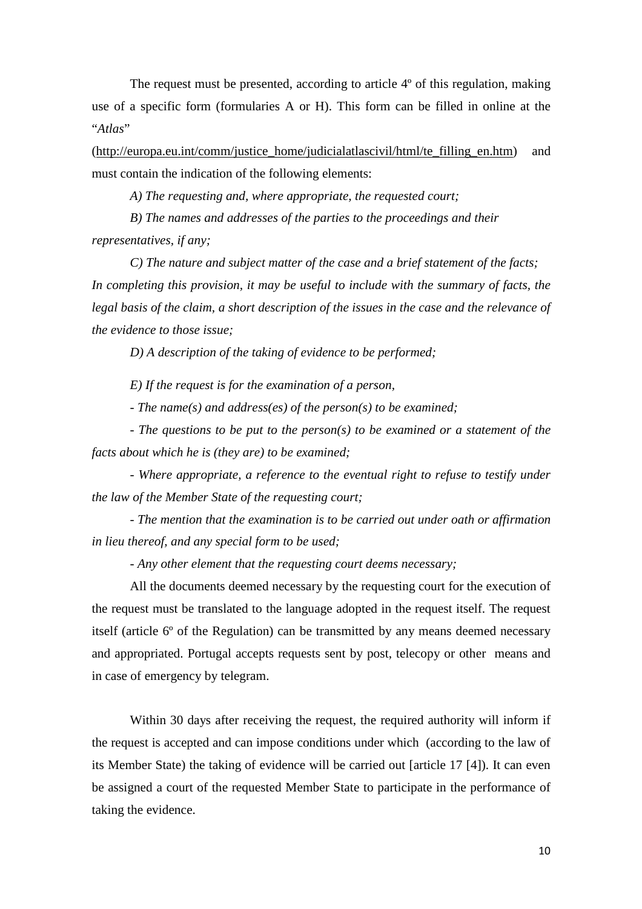The request must be presented, according to article 4º of this regulation, making use of a specific form (formularies A or H). This form can be filled in online at the "*Atlas*" (http://europa.eu.int/comm/justice_home/judicialatlascivil/html/te_filling_en.htm) and must contain the indication of the following elements:

*A) The requesting and, where appropriate, the requested court;*

*B) The names and addresses of the parties to the proceedings and their representatives, if any;*

*C) The nature and subject matter of the case and a brief statement of the facts; In completing this provision, it may be useful to include with the summary of facts, the legal basis of the claim, a short description of the issues in the case and the relevance of the evidence to those issue;*

*D) A description of the taking of evidence to be performed;*

*E) If the request is for the examination of a person,*

*- The name(s) and address(es) of the person(s) to be examined;*

*- The questions to be put to the person(s) to be examined or a statement of the facts about which he is (they are) to be examined;*

*- Where appropriate, a reference to the eventual right to refuse to testify under the law of the Member State of the requesting court;*

*- The mention that the examination is to be carried out under oath or affirmation in lieu thereof, and any special form to be used;*

*- Any other element that the requesting court deems necessary;*

All the documents deemed necessary by the requesting court for the execution of the request must be translated to the language adopted in the request itself. The request itself (article 6º of the Regulation) can be transmitted by any means deemed necessary and appropriated. Portugal accepts requests sent by post, telecopy or other means and in case of emergency by telegram.

Within 30 days after receiving the request, the required authority will inform if the request is accepted and can impose conditions under which (according to the law of its Member State) the taking of evidence will be carried out [article 17 [4]). It can even be assigned a court of the requested Member State to participate in the performance of taking the evidence.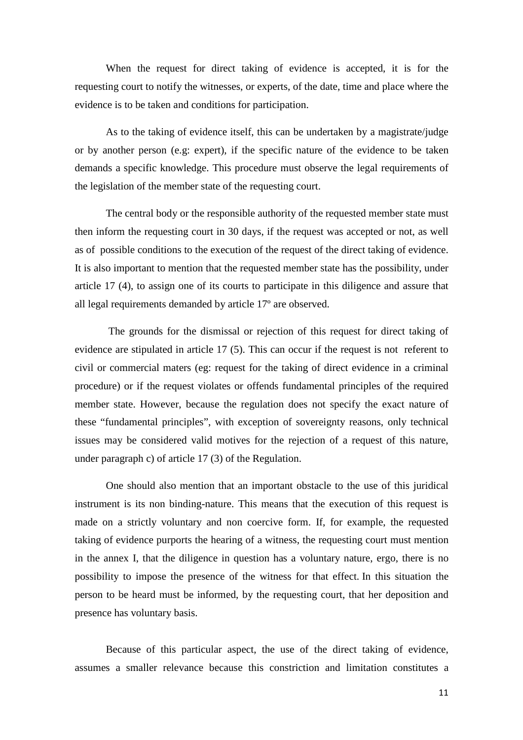When the request for direct taking of evidence is accepted, it is for the requesting court to notify the witnesses, or experts, of the date, time and place where the evidence is to be taken and conditions for participation.

As to the taking of evidence itself, this can be undertaken by a magistrate/judge or by another person (e.g: expert), if the specific nature of the evidence to be taken demands a specific knowledge. This procedure must observe the legal requirements of the legislation of the member state of the requesting court.

The central body or the responsible authority of the requested member state must then inform the requesting court in 30 days, if the request was accepted or not, as well as of possible conditions to the execution of the request of the direct taking of evidence. It is also important to mention that the requested member state has the possibility, under article 17 (4), to assign one of its courts to participate in this diligence and assure that all legal requirements demanded by article 17º are observed.

The grounds for the dismissal or rejection of this request for direct taking of evidence are stipulated in article 17 (5). This can occur if the request is not referent to civil or commercial maters (eg: request for the taking of direct evidence in a criminal procedure) or if the request violates or offends fundamental principles of the required member state. However, because the regulation does not specify the exact nature of these "fundamental principles", with exception of sovereignty reasons, only technical issues may be considered valid motives for the rejection of a request of this nature, under paragraph c) of article 17 (3) of the Regulation.

One should also mention that an important obstacle to the use of this juridical instrument is its non binding-nature. This means that the execution of this request is made on a strictly voluntary and non coercive form. If, for example, the requested taking of evidence purports the hearing of a witness, the requesting court must mention in the annex I, that the diligence in question has a voluntary nature, ergo, there is no possibility to impose the presence of the witness for that effect. In this situation the person to be heard must be informed, by the requesting court, that her deposition and presence has voluntary basis.

Because of this particular aspect, the use of the direct taking of evidence, assumes a smaller relevance because this constriction and limitation constitutes a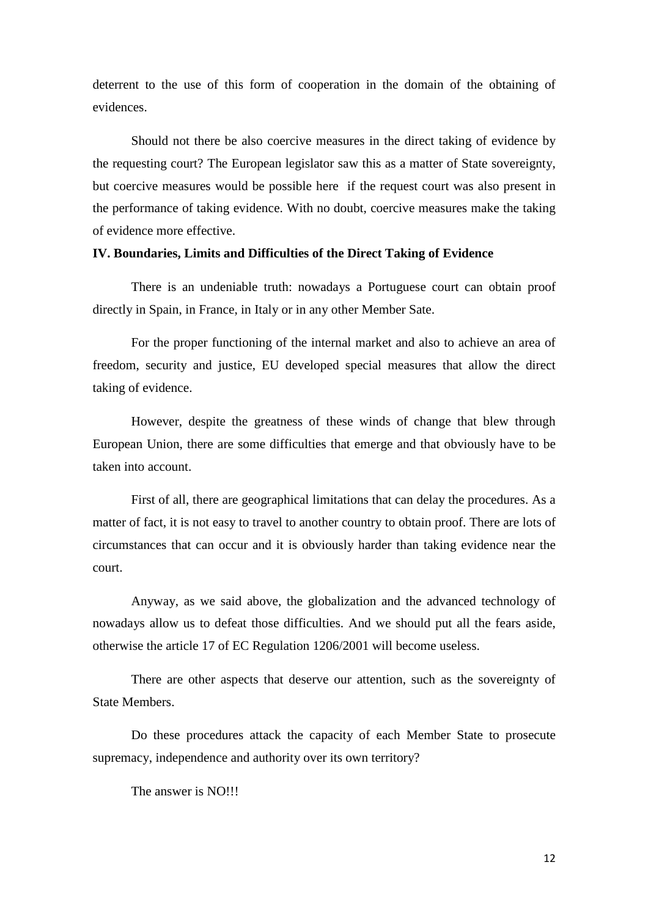deterrent to the use of this form of cooperation in the domain of the obtaining of evidences.

Should not there be also coercive measures in the direct taking of evidence by the requesting court? The European legislator saw this as a matter of State sovereignty, but coercive measures would be possible here if the request court was also present in the performance of taking evidence. With no doubt, coercive measures make the taking of evidence more effective.

**IV. Boundaries, Limits and Difficulties of the Direct Taking of Evidence**

There is an undeniable truth: nowadays a Portuguese court can obtain proof directly in Spain, in France, in Italy or in any other Member Sate.

For the proper functioning of the internal market and also to achieve an area of freedom, security and justice, EU developed special measures that allow the direct taking of evidence.

However, despite the greatness of these winds of change that blew through European Union, there are some difficulties that emerge and that obviously have to be taken into account.

First of all, there are geographical limitations that can delay the procedures. As a matter of fact, it is not easy to travel to another country to obtain proof. There are lots of circumstances that can occur and it is obviously harder than taking evidence near the court.

Anyway, as we said above, the globalization and the advanced technology of nowadays allow us to defeat those difficulties. And we should put all the fears aside, otherwise the article 17 of EC Regulation 1206/2001 will become useless.

There are other aspects that deserve our attention, such as the sovereignty of State Members.

Do these procedures attack the capacity of each Member State to prosecute supremacy, independence and authority over its own territory?

The answer is NO!!!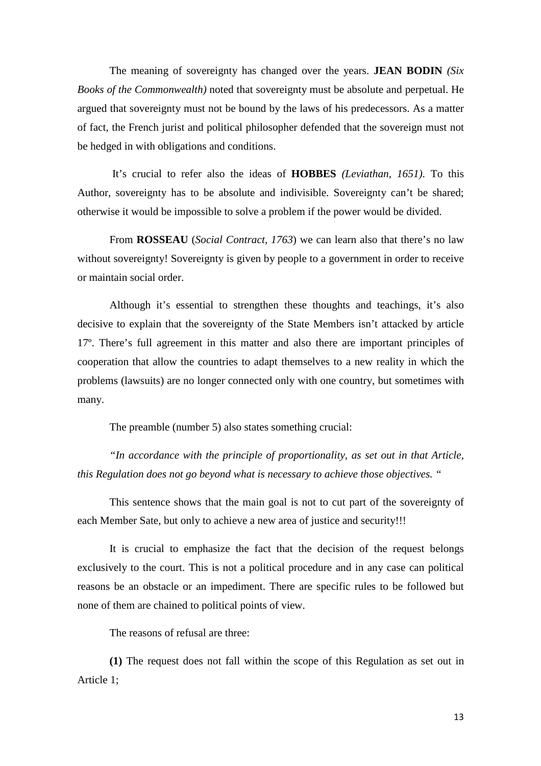The meaning of sovereignty has changed over the years. **JEAN BODIN** *(Six Books of the Commonwealth)* noted that sovereignty must be absolute and perpetual. He argued that sovereignty must not be bound by the laws of his predecessors. As a matter of fact, the French jurist and political philosopher defended that the sovereign must not be hedged in with obligations and conditions.

It's crucial to refer also the ideas of **HOBBES** *(Leviathan, 1651).* To this Author, sovereignty has to be absolute and indivisible. Sovereignty can't be shared; otherwise it would be impossible to solve a problem if the power would be divided.

From **ROSSEAU** (*Social Contract, 1763*) we can learn also that there's no law without sovereignty! Sovereignty is given by people to a government in order to receive or maintain social order.

Although it's essential to strengthen these thoughts and teachings, it's also decisive to explain that the sovereignty of the State Members isn't attacked by article 17º. There's full agreement in this matter and also there are important principles of cooperation that allow the countries to adapt themselves to a new reality in which the problems (lawsuits) are no longer connected only with one country, but sometimes with many.

The preamble (number 5) also states something crucial:

*"In accordance with the principle of proportionality, as set out in that Article, this Regulation does not go beyond what is necessary to achieve those objectives. "*

This sentence shows that the main goal is not to cut part of the sovereignty of each Member Sate, but only to achieve a new area of justice and security!!!

It is crucial to emphasize the fact that the decision of the request belongs exclusively to the court. This is not a political procedure and in any case can political reasons be an obstacle or an impediment. There are specific rules to be followed but none of them are chained to political points of view.

The reasons of refusal are three:

**(1)** The request does not fall within the scope of this Regulation as set out in Article 1;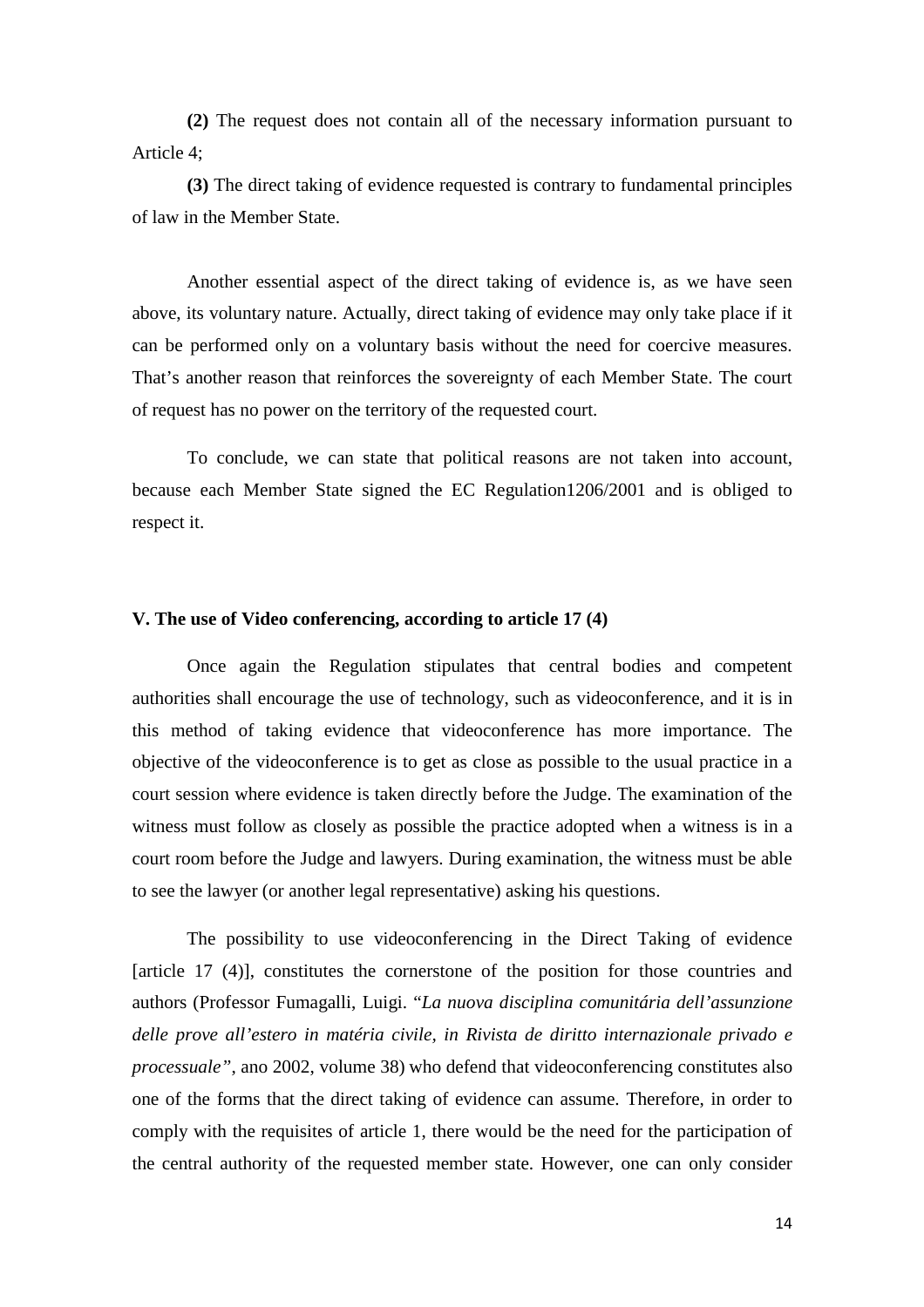**(2)** The request does not contain all of the necessary information pursuant to Article 4;

**(3)** The direct taking of evidence requested is contrary to fundamental principles of law in the Member State.

Another essential aspect of the direct taking of evidence is, as we have seen above, its voluntary nature. Actually, direct taking of evidence may only take place if it can be performed only on a voluntary basis without the need for coercive measures. That's another reason that reinforces the sovereignty of each Member State. The court of request has no power on the territory of the requested court.

To conclude, we can state that political reasons are not taken into account, because each Member State signed the EC Regulation1206/2001 and is obliged to respect it.

### V. The use of Video conferencing, according to article 17 (4)

Once again the Regulation stipulates that central bodies and competent authorities shall encourage the use of technology, such as videoconference, and it is in this method of taking evidence that videoconference has more importance. The objective of the videoconference is to get as close as possible to the usual practice in a court session where evidence is taken directly before the Judge. The examination of the witness must follow as closely as possible the practice adopted when a witness is in a court room before the Judge and lawyers. During examination, the witness must be able to see the lawyer (or another legal representative) asking his questions.

The possibility to use videoconferencing in the Direct Taking of evidence [article 17 (4)], constitutes the cornerstone of the position for those countries and authors (Professor Fumagalli, Luigi. "*La nuova disciplina comunitária dell'assunzione delle prove all'estero in matéria civile, in Rivista de diritto internazionale privado e processuale"*, ano 2002, volume 38) who defend that videoconferencing constitutes also one of the forms that the direct taking of evidence can assume. Therefore, in order to comply with the requisites of article 1, there would be the need for the participation of the central authority of the requested member state. However, one can only consider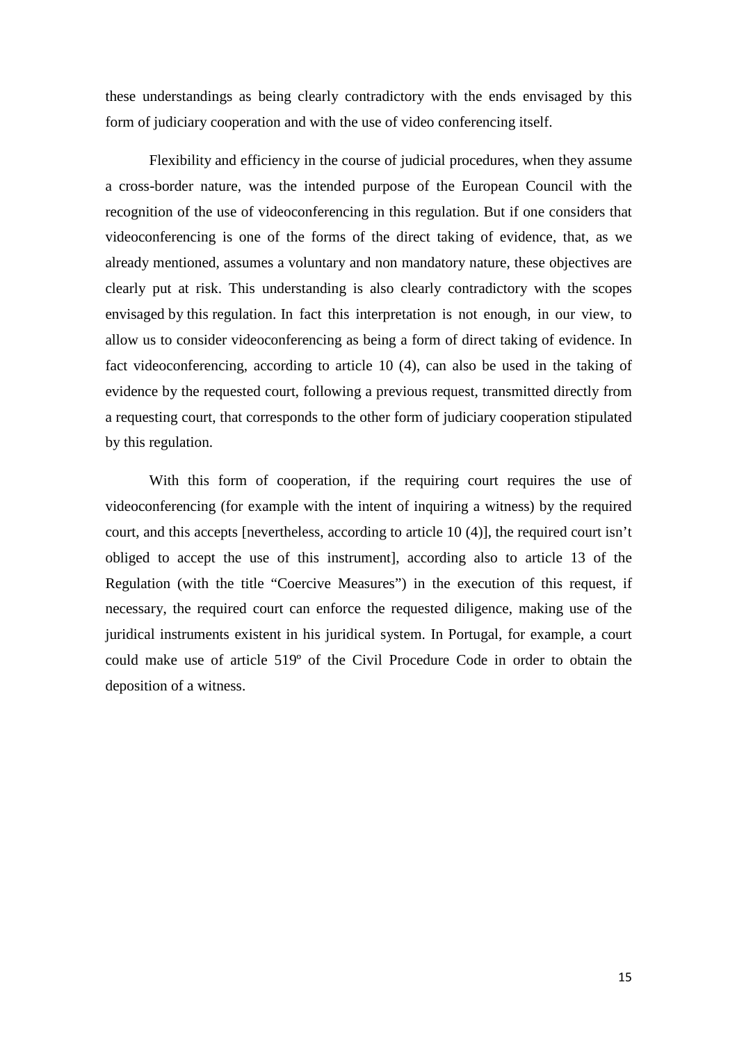these understandings as being clearly contradictory with the ends envisaged by this form of judiciary cooperation and with the use of video conferencing itself.

Flexibility and efficiency in the course of judicial procedures, when they assume a cross-border nature, was the intended purpose of the European Council with the recognition of the use of videoconferencing in this regulation. But if one considers that videoconferencing is one of the forms of the direct taking of evidence, that, as we already mentioned, assumes a voluntary and non mandatory nature, these objectives are clearly put at risk. This understanding is also clearly contradictory with the scopes envisaged by this regulation. In fact this interpretation is not enough, in our view, to allow us to consider videoconferencing as being a form of direct taking of evidence. In fact videoconferencing, according to article 10 (4), can also be used in the taking of evidence by the requested court, following a previous request, transmitted directly from a requesting court, that corresponds to the other form of judiciary cooperation stipulated by this regulation.

With this form of cooperation, if the requiring court requires the use of videoconferencing (for example with the intent of inquiring a witness) by the required court, and this accepts [nevertheless, according to article 10 (4)], the required court isn't obliged to accept the use of this instrument], according also to article 13 of the Regulation (with the title "Coercive Measures") in the execution of this request, if necessary, the required court can enforce the requested diligence, making use of the juridical instruments existent in his juridical system. In Portugal, for example, a court could make use of article 519º of the Civil Procedure Code in order to obtain the deposition of a witness.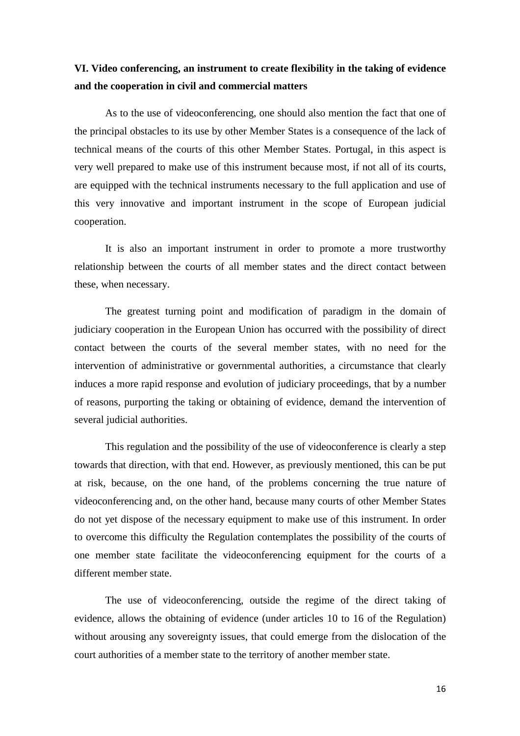## VI. Video conferencing, an instrument to create flexibility in the taking of evidence and the cooperation in civil and commercial matters

As to the use of videoconferencing, one should also mention the fact that one of the principal obstacles to its use by other Member States is a consequence of the lack of technical means of the courts of this other Member States. Portugal, in this aspect is very well prepared to make use of this instrument because most, if not all of its courts, are equipped with the technical instruments necessary to the full application and use of this very innovative and important instrument in the scope of European judicial cooperation.

It is also an important instrument in order to promote a more trustworthy relationship between the courts of all member states and the direct contact between these, when necessary.

The greatest turning point and modification of paradigm in the domain of judiciary cooperation in the European Union has occurred with the possibility of direct contact between the courts of the several member states, with no need for the intervention of administrative or governmental authorities, a circumstance that clearly induces a more rapid response and evolution of judiciary proceedings, that by a number of reasons, purporting the taking or obtaining of evidence, demand the intervention of several judicial authorities.

This regulation and the possibility of the use of videoconference is clearly a step towards that direction, with that end. However, as previously mentioned, this can be put at risk, because, on the one hand, of the problems concerning the true nature of videoconferencing and, on the other hand, because many courts of other Member States do not yet dispose of the necessary equipment to make use of this instrument. In order to overcome this difficulty the Regulation contemplates the possibility of the courts of one member state facilitate the videoconferencing equipment for the courts of a different member state.

The use of videoconferencing, outside the regime of the direct taking of evidence, allows the obtaining of evidence (under articles 10 to 16 of the Regulation) without arousing any sovereignty issues, that could emerge from the dislocation of the court authorities of a member state to the territory of another member state.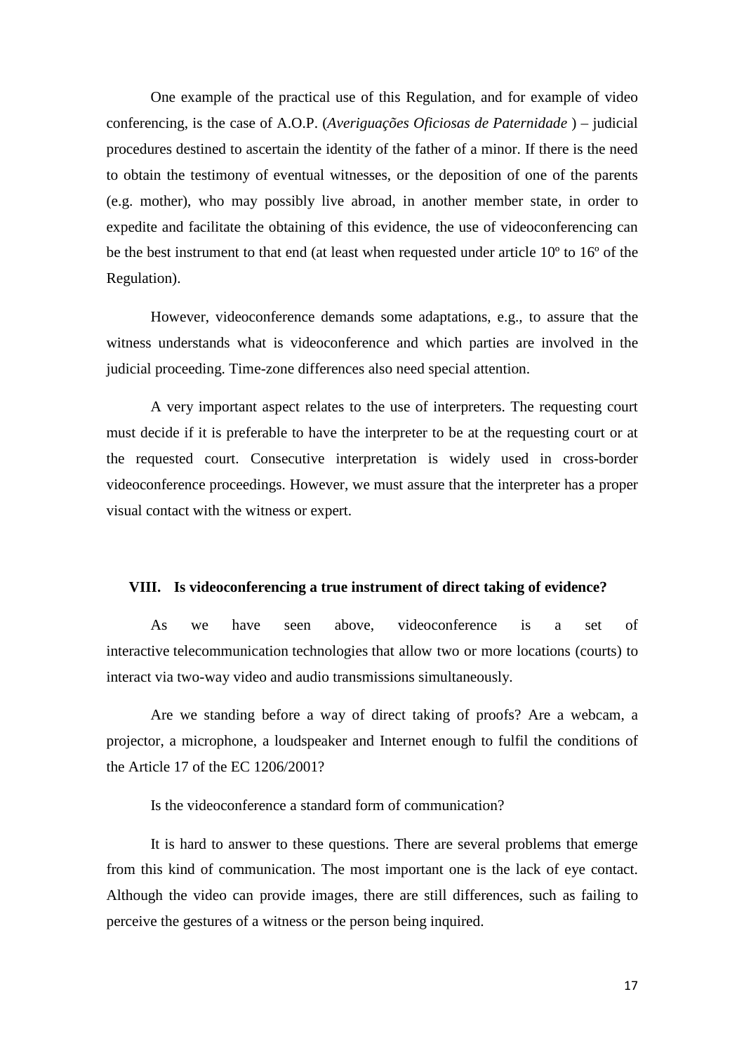One example of the practical use of this Regulation, and for example of video conferencing, is the case of A.O.P. (*Averiguações Oficiosas de Paternidade* ) – judicial procedures destined to ascertain the identity of the father of a minor. If there is the need to obtain the testimony of eventual witnesses, or the deposition of one of the parents (e.g. mother), who may possibly live abroad, in another member state, in order to expedite and facilitate the obtaining of this evidence, the use of videoconferencing can be the best instrument to that end (at least when requested under article 10º to 16º of the Regulation).

However, videoconference demands some adaptations, e.g., to assure that the witness understands what is videoconference and which parties are involved in the judicial proceeding. Time-zone differences also need special attention.

A very important aspect relates to the use of interpreters. The requesting court must decide if it is preferable to have the interpreter to be at the requesting court or at the requested court. Consecutive interpretation is widely used in cross-border videoconference proceedings. However, we must assure that the interpreter has a proper visual contact with the witness or expert.

## VIII. Is videoconferencing a true instrument of direct taking of evidence?

As we have seen above, videoconference is a set of interactive telecommunication technologies that allow two or more locations (courts) to interact via two-way video and audio transmissions simultaneously.

Are we standing before a way of direct taking of proofs? Are a webcam, a projector, a microphone, a loudspeaker and Internet enough to fulfil the conditions of the Article 17 of the EC 1206/2001?

Is the videoconference a standard form of communication?

It is hard to answer to these questions. There are several problems that emerge from this kind of communication. The most important one is the lack of eye contact. Although the video can provide images, there are still differences, such as failing to perceive the gestures of a witness or the person being inquired.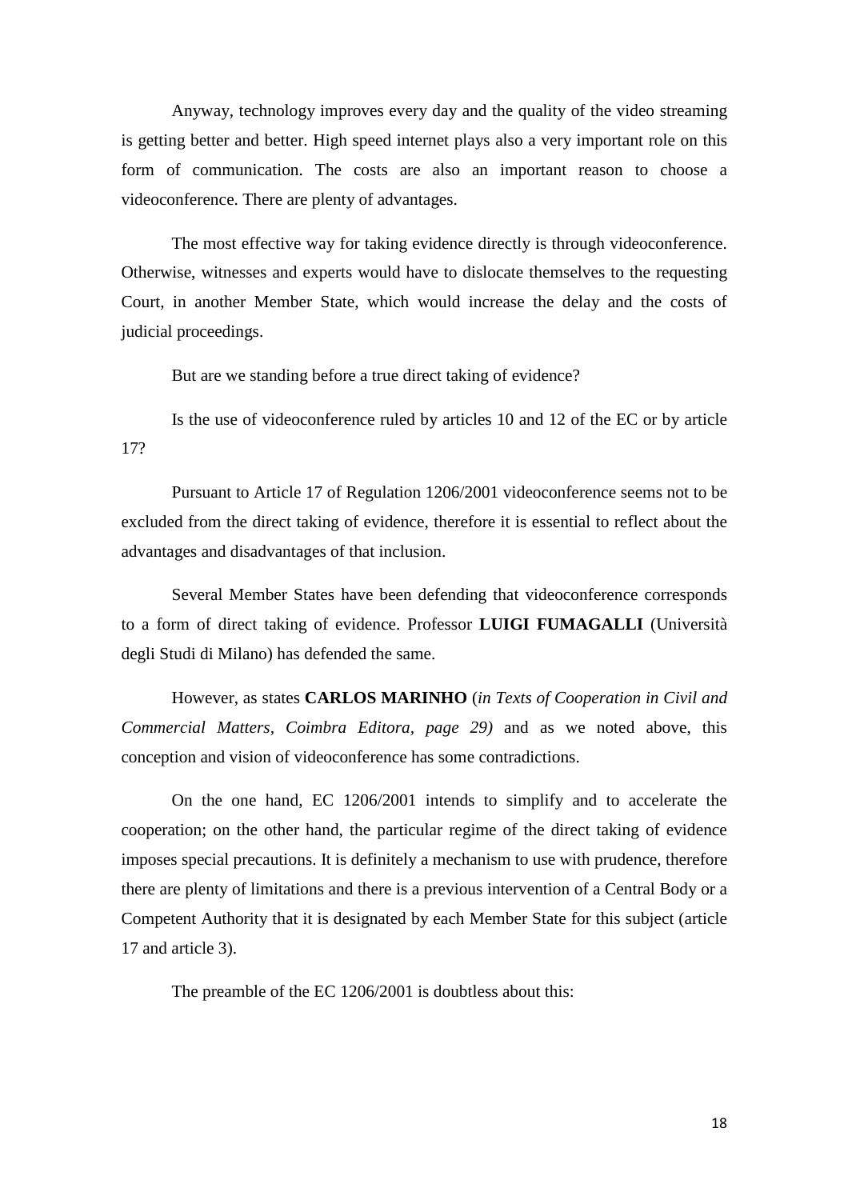Anyway, technology improves every day and the quality of the video streaming is getting better and better. High speed internet plays also a very important role on this form of communication. The costs are also an important reason to choose a videoconference. There are plenty of advantages.

The most effective way for taking evidence directly is through videoconference. Otherwise, witnesses and experts would have to dislocate themselves to the requesting Court, in another Member State, which would increase the delay and the costs of judicial proceedings.

But are we standing before a true direct taking of evidence?

Is the use of videoconference ruled by articles 10 and 12 of the EC or by article 17?

Pursuant to Article 17 of Regulation 1206/2001 videoconference seems not to be excluded from the direct taking of evidence, therefore it is essential to reflect about the advantages and disadvantages of that inclusion.

Several Member States have been defending that videoconference corresponds to a form of direct taking of evidence. Professor **LUIGI FUMAGALLI** (Università degli Studi di Milano) has defended the same.

However, as states **CARLOS MARINHO** (*in Texts of Cooperation in Civil and Commercial Matters, Coimbra Editora, page 29)* and as we noted above, this conception and vision of videoconference has some contradictions.

On the one hand, EC 1206/2001 intends to simplify and to accelerate the cooperation; on the other hand, the particular regime of the direct taking of evidence imposes special precautions. It is definitely a mechanism to use with prudence, therefore there are plenty of limitations and there is a previous intervention of a Central Body or a Competent Authority that it is designated by each Member State for this subject (article 17 and article 3).

The preamble of the EC 1206/2001 is doubtless about this: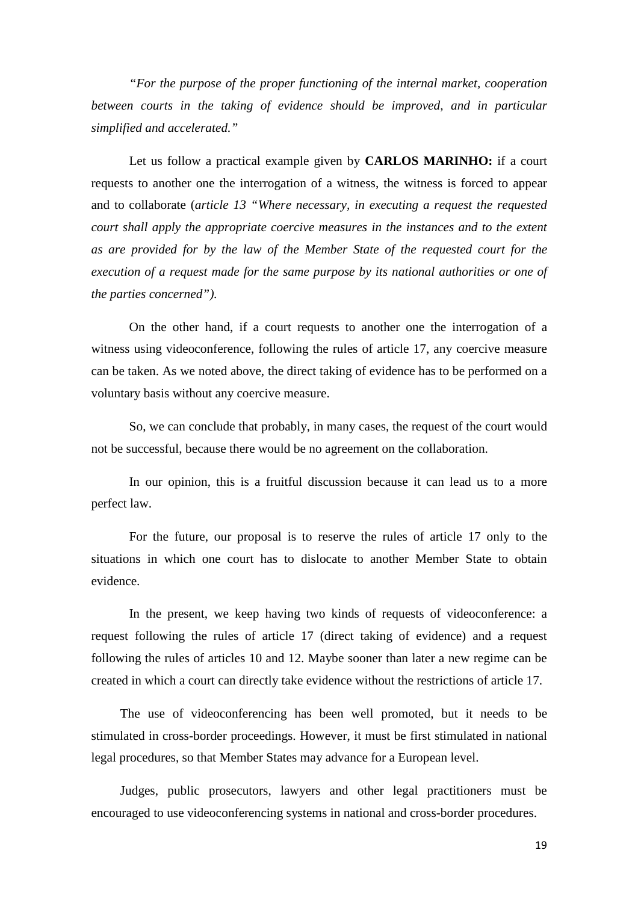*"For the purpose of the proper functioning of the internal market, cooperation between courts in the taking of evidence should be improved, and in particular simplified and accelerated."*

Let us follow a practical example given by **CARLOS MARINHO:** if a court requests to another one the interrogation of a witness, the witness is forced to appear and to collaborate (*article 13 "Where necessary, in executing a request the requested court shall apply the appropriate coercive measures in the instances and to the extent as are provided for by the law of the Member State of the requested court for the execution of a request made for the same purpose by its national authorities or one of the parties concerned").*

On the other hand, if a court requests to another one the interrogation of a witness using videoconference, following the rules of article 17, any coercive measure can be taken. As we noted above, the direct taking of evidence has to be performed on a voluntary basis without any coercive measure.

So, we can conclude that probably, in many cases, the request of the court would not be successful, because there would be no agreement on the collaboration.

In our opinion, this is a fruitful discussion because it can lead us to a more perfect law.

For the future, our proposal is to reserve the rules of article 17 only to the situations in which one court has to dislocate to another Member State to obtain evidence.

In the present, we keep having two kinds of requests of videoconference: a request following the rules of article 17 (direct taking of evidence) and a request following the rules of articles 10 and 12. Maybe sooner than later a new regime can be created in which a court can directly take evidence without the restrictions of article 17.

The use of videoconferencing has been well promoted, but it needs to be stimulated in cross-border proceedings. However, it must be first stimulated in national legal procedures, so that Member States may advance for a European level.

Judges, public prosecutors, lawyers and other legal practitioners must be encouraged to use videoconferencing systems in national and cross-border procedures.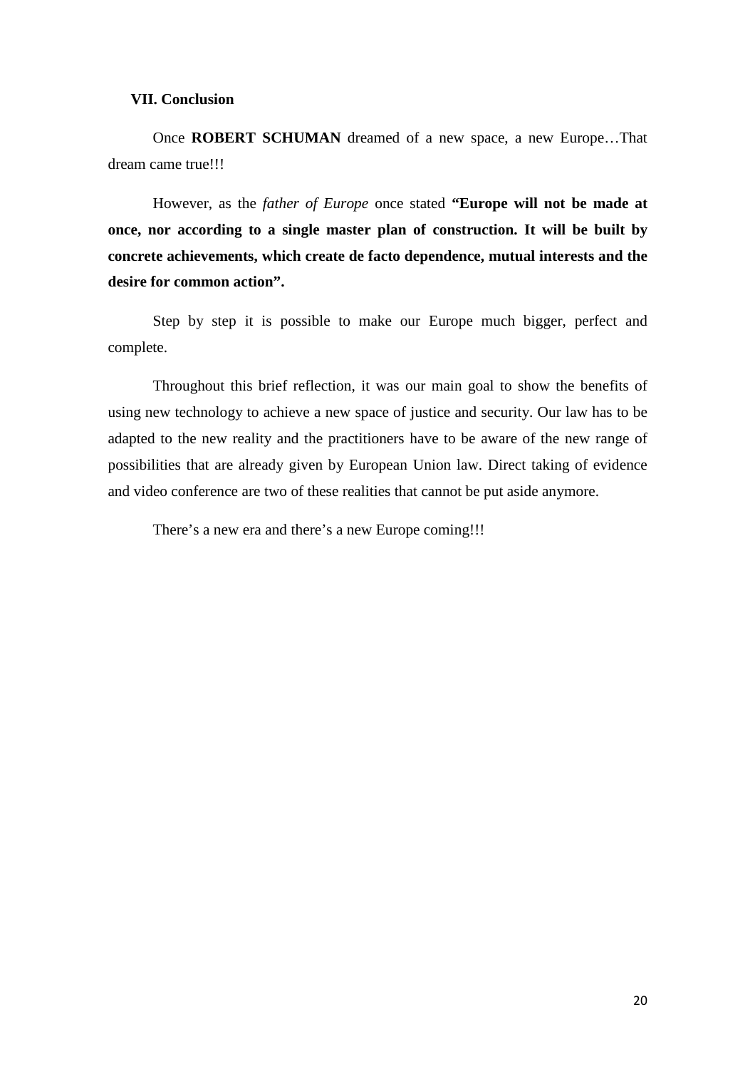## VII. Conclusion

Once **ROBERT SCHUMAN** dreamed of a new space, a new Europe…That dream came true!!!

However, as the *father of Europe* once stated **"Europe will not be made at once, nor according to a single master plan of construction. It will be built by concrete achievements, which create de facto dependence, mutual interests and the desire for common action".**

Step by step it is possible to make our Europe much bigger, perfect and complete.

Throughout this brief reflection, it was our main goal to show the benefits of using new technology to achieve a new space of justice and security. Our law has to be adapted to the new reality and the practitioners have to be aware of the new range of possibilities that are already given by European Union law. Direct taking of evidence and video conference are two of these realities that cannot be put aside anymore.

There's a new era and there's a new Europe coming!!!